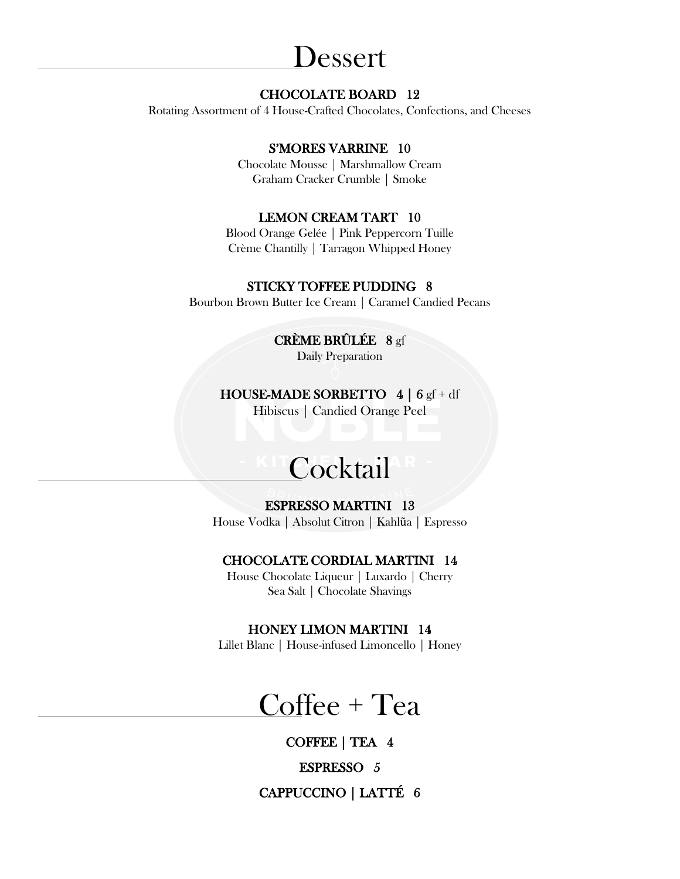# Dessert

**CHOCOLATE BOARD 12**

Rotating Assortment of 4 House-Crafted Chocolates, Confections, and Cheeses

**S'MORES VARRINE 10**

Chocolate Mousse | Marshmallow Cream
Graham Cracker Crumble | Smoke

**LEMON CREAM TART 10**

Blood Orange Gelée | Pink Peppercorn Tuille
Crème Chantilly | Tarragon Whipped Honey

**STICKY TOFFEE PUDDING 8**

Bourbon Brown Butter Ice Cream | Caramel Candied Pecans

**CRÈME BRÛLÉE 8** gf

Daily Preparation

**HOUSE-MADE SORBETTO 4 | 6** gf + df

Hibiscus | Candied Orange Peel

# Cocktail

**ESPRESSO MARTINI 13**

House Vodka | Absolut Citron | Kahlũa | Espresso

**CHOCOLATE CORDIAL MARTINI 14**

House Chocolate Liqueur | Luxardo | Cherry
Sea Salt | Chocolate Shavings

**HONEY LIMON MARTINI 14**

Lillet Blanc | House-infused Limoncello | Honey

# Coffee + Tea

**COFFEE | TEA 4**

**ESPRESSO 5**

**CAPPUCCINO | LATTÉ 6**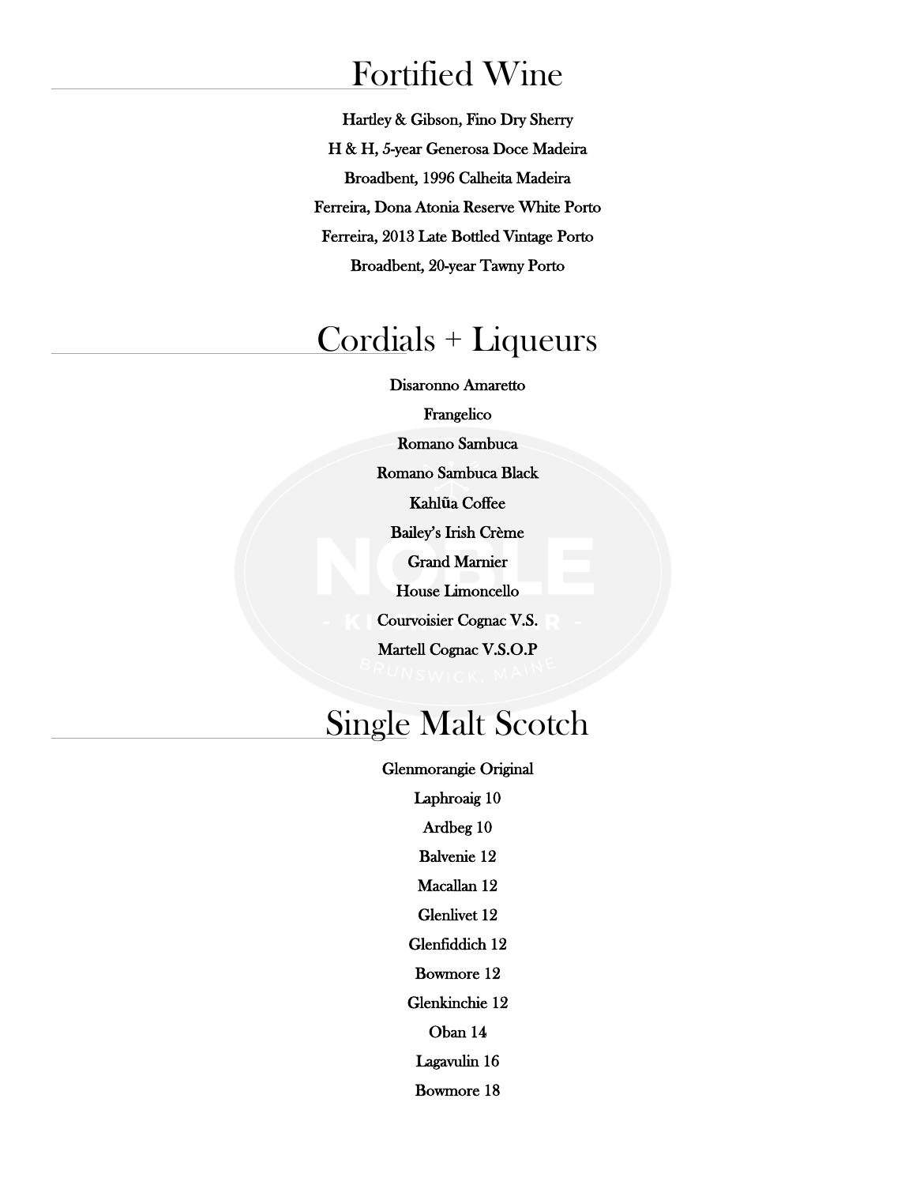# Fortified Wine

Hartley & Gibson, Fino Dry Sherry

H & H, 5-year Generosa Doce Madeira

Broadbent, 1996 Calheita Madeira

Ferreira, Dona Atonia Reserve White Porto

Ferreira, 2013 Late Bottled Vintage Porto

Broadbent, 20-year Tawny Porto

# Cordials + Liqueurs

Disaronno Amaretto

Frangelico

Romano Sambuca

Romano Sambuca Black

Kahlũa Coffee

Bailey's Irish Crème

Grand Marnier

House Limoncello

Courvoisier Cognac V.S.

Martell Cognac V.S.O.P

# Single Malt Scotch

Glenmorangie Original

Laphroaig 10

Ardbeg 10

Balvenie 12

Macallan 12

Glenlivet 12

Glenfiddich 12

Bowmore 12

Glenkinchie 12

Oban 14

Lagavulin 16

Bowmore 18